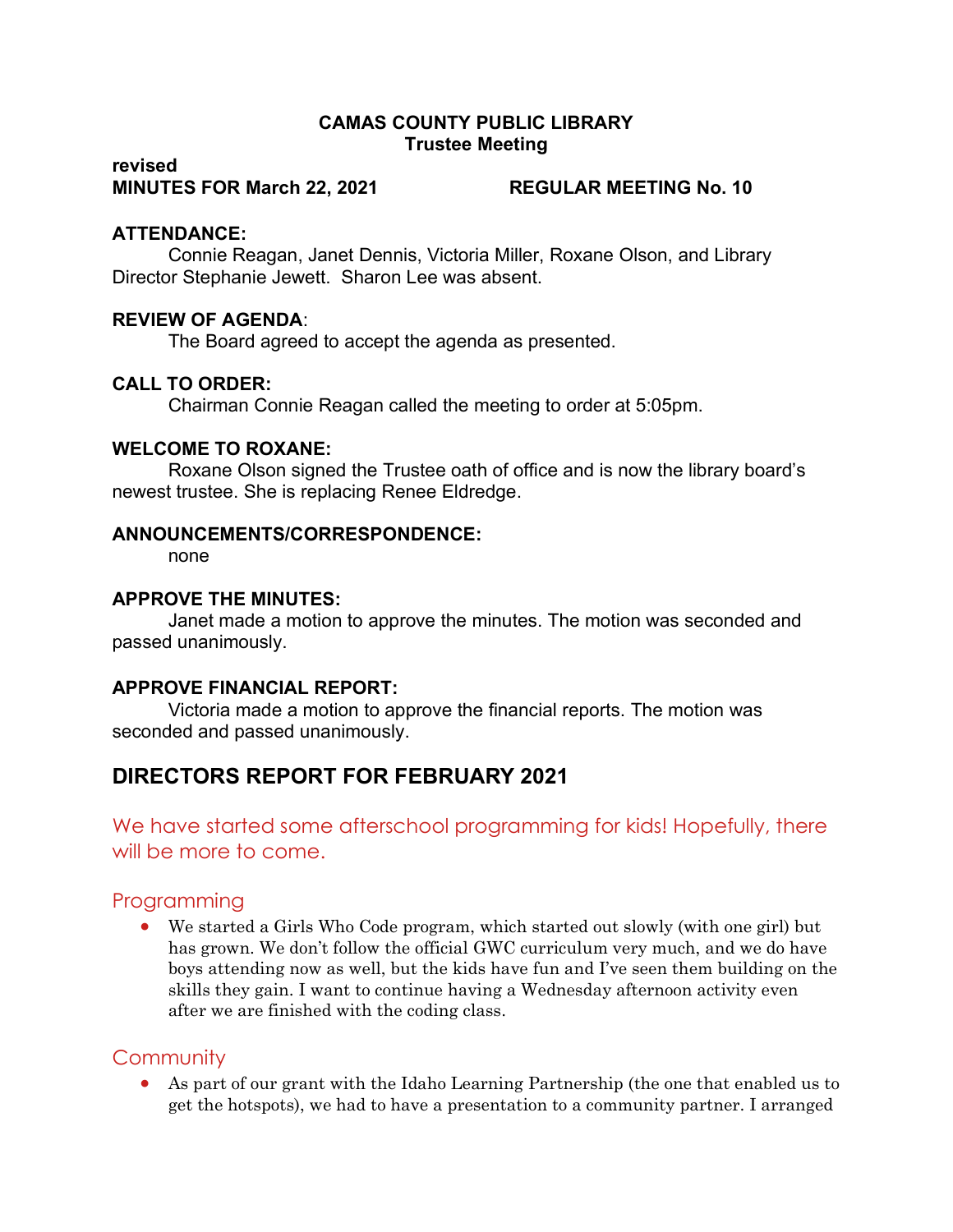**CAMAS COUNTY PUBLIC LIBRARY**
**Trustee Meeting**

**revised**
**MINUTES FOR March 22, 2021 REGULAR MEETING No. 10**

**ATTENDANCE:**
Connie Reagan, Janet Dennis, Victoria Miller, Roxane Olson, and Library Director Stephanie Jewett. Sharon Lee was absent.

**REVIEW OF AGENDA**:
The Board agreed to accept the agenda as presented.

**CALL TO ORDER:**
Chairman Connie Reagan called the meeting to order at 5:05pm.

**WELCOME TO ROXANE:**
Roxane Olson signed the Trustee oath of office and is now the library board's newest trustee. She is replacing Renee Eldredge.

**ANNOUNCEMENTS/CORRESPONDENCE:**
none

**APPROVE THE MINUTES:**
Janet made a motion to approve the minutes. The motion was seconded and passed unanimously.

**APPROVE FINANCIAL REPORT:**
Victoria made a motion to approve the financial reports. The motion was seconded and passed unanimously.

## DIRECTORS REPORT FOR FEBRUARY 2021

We have started some afterschool programming for kids! Hopefully, there will be more to come.

### Programming

- We started a Girls Who Code program, which started out slowly (with one girl) but has grown. We don't follow the official GWC curriculum very much, and we do have boys attending now as well, but the kids have fun and I've seen them building on the skills they gain. I want to continue having a Wednesday afternoon activity even after we are finished with the coding class.

### Community

- As part of our grant with the Idaho Learning Partnership (the one that enabled us to get the hotspots), we had to have a presentation to a community partner. I arranged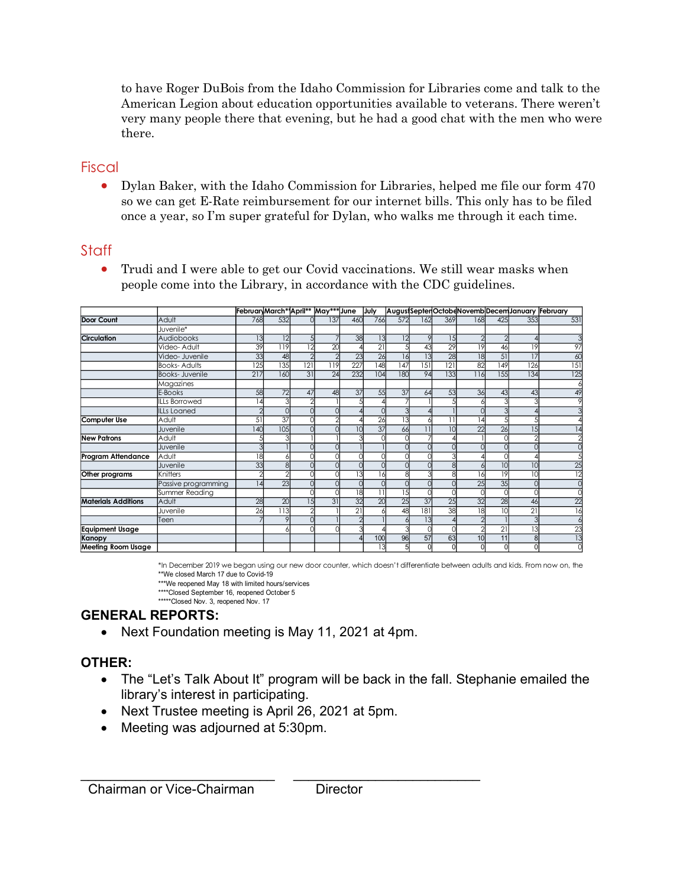to have Roger DuBois from the Idaho Commission for Libraries come and talk to the American Legion about education opportunities available to veterans. There weren't very many people there that evening, but he had a good chat with the men who were there.

## Fiscal

- Dylan Baker, with the Idaho Commission for Libraries, helped me file our form 470 so we can get E-Rate reimbursement for our internet bills. This only has to be filed once a year, so I'm super grateful for Dylan, who walks me through it each time.

## Staff

- Trudi and I were able to get our Covid vaccinations. We still wear masks when people come into the Library, in accordance with the CDC guidelines.

| | | Februar | March** | April** | May*** | June | July | August | Septer | Octobe | Novemb | Decem | January | February |
|---|---|---|---|---|---|---|---|---|---|---|---|---|---|---|
| Door Count | Adult | 768 | 532 | 0 | 137 | 460 | 766 | 572 | 162 | 369 | 168 | 425 | 353 | 531 |
| | Juvenile* | | | | | | | | | | | | | |
| Circulation | Audiobooks | 13 | 12 | 5 | 7 | 38 | 13 | 12 | 9 | 15 | 2 | 2 | 4 | 3 |
| | Video- Adult | 39 | 119 | 12 | 20 | 4 | 21 | 5 | 43 | 29 | 19 | 46 | 19 | 97 |
| | Video- Juvenile | 33 | 48 | 2 | 2 | 23 | 26 | 16 | 13 | 28 | 18 | 51 | 17 | 60 |
| | Books- Adults | 125 | 135 | 121 | 119 | 227 | 148 | 147 | 151 | 121 | 82 | 149 | 126 | 151 |
| | Books- Juvenile | 217 | 160 | 31 | 24 | 232 | 104 | 180 | 94 | 133 | 116 | 155 | 134 | 125 |
| | Magazines | | | | | | | | | | | | | 6 |
| | E-Books | 58 | 72 | 47 | 48 | 37 | 55 | 37 | 64 | 53 | 36 | 43 | 43 | 49 |
| | ILLs Borrowed | 14 | 3 | 2 | 1 | 5 | 4 | 7 | 1 | 5 | 6 | 3 | 3 | 9 |
| | ILLs Loaned | 2 | 0 | 0 | 0 | 4 | 0 | 3 | 4 | 1 | 0 | 3 | 4 | 3 |
| Computer Use | Adult | 51 | 37 | 0 | 2 | 4 | 26 | 13 | 6 | 11 | 14 | 5 | 5 | 4 |
| | Juvenile | 140 | 105 | 0 | 0 | 10 | 37 | 66 | 11 | 10 | 22 | 26 | 15 | 14 |
| New Patrons | Adult | 5 | 3 | 1 | 1 | 3 | 0 | 0 | 7 | 4 | 1 | 0 | 2 | 2 |
| | Juvenile | 3 | 1 | 0 | 0 | 1 | 1 | 0 | 0 | 0 | 0 | 0 | 0 | 0 |
| Program Attendance | Adult | 18 | 6 | 0 | 0 | 0 | 0 | 0 | 0 | 3 | 4 | 0 | 4 | 5 |
| | Juvenile | 33 | 8 | 0 | 0 | 0 | 0 | 0 | 0 | 8 | 6 | 10 | 10 | 25 |
| Other programs | Knitters | 2 | 2 | 0 | 0 | 13 | 16 | 8 | 3 | 8 | 16 | 19 | 10 | 12 |
| | Passive programming | 14 | 23 | 0 | 0 | 0 | 0 | 0 | 0 | 0 | 25 | 35 | 0 | 0 |
| | Summer Reading | | | 0 | 0 | 18 | 11 | 15 | 0 | 0 | 0 | 0 | 0 | 0 |
| Materials Additions | Adult | 28 | 20 | 15 | 31 | 32 | 20 | 25 | 37 | 25 | 32 | 28 | 46 | 22 |
| | Juvenile | 26 | 113 | 2 | 1 | 21 | 6 | 48 | 181 | 38 | 18 | 10 | 21 | 16 |
| | Teen | 7 | 9 | 0 | 1 | 2 | 1 | 6 | 13 | 4 | 2 | 1 | 3 | 6 |
| Equipment Usage | | | 6 | 0 | 0 | 3 | 4 | 3 | 0 | 0 | 2 | 21 | 13 | 23 |
| Kanopy | | | | | | 4 | 100 | 96 | 57 | 63 | 10 | 11 | 8 | 13 |
| Meeting Room Usage | | | | | | | 13 | 5 | 0 | 0 | 0 | 0 | 0 | 0 |

*In December 2019 we began using our new door counter, which doesn't differentiate between adults and kids. From now on, the
**We closed March 17 due to Covid-19
***We reopened May 18 with limited hours/services
****Closed September 16, reopened October 5
*****Closed Nov. 3, reopened Nov. 17

## GENERAL REPORTS:

- Next Foundation meeting is May 11, 2021 at 4pm.

## OTHER:

- The "Let's Talk About It" program will be back in the fall. Stephanie emailed the library's interest in participating.
- Next Trustee meeting is April 26, 2021 at 5pm.
- Meeting was adjourned at 5:30pm.

\_\_\_\_\_\_\_\_\_\_\_\_\_\_\_\_\_\_\_\_\_\_\_\_\_\_ \_\_\_\_\_\_\_\_\_\_\_\_\_\_\_\_\_\_\_\_\_\_\_\_\_\_

Chairman or Vice-Chairman Director